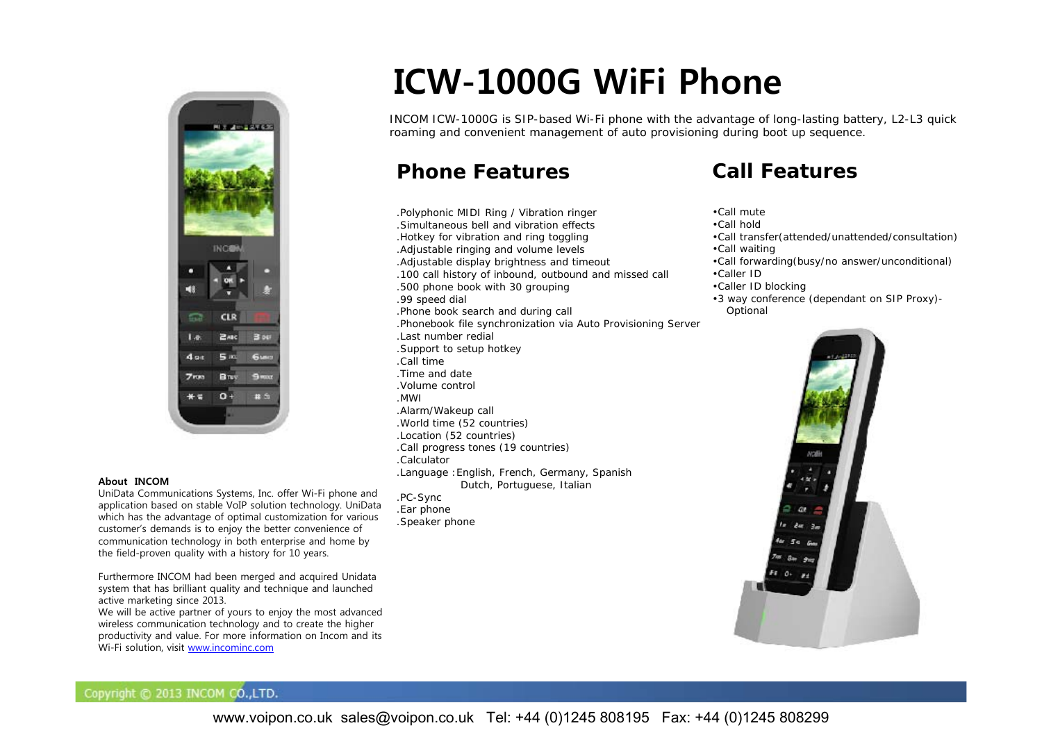# ICW-1000G WiFi Phone

INCOM ICW-1000G is SIP-based Wi-Fi phone with the advantage of long-lasting battery, L2-L3 quick roaming and convenient management of auto provisioning during boot up sequence.

## Phone Features

.Polyphonic MIDI Ring / Vibration ringer
.Simultaneous bell and vibration effects
.Hotkey for vibration and ring toggling
.Adjustable ringing and volume levels
.Adjustable display brightness and timeout
.100 call history of inbound, outbound and missed call
.500 phone book with 30 grouping
.99 speed dial
.Phone book search and during call
.Phonebook file synchronization via Auto Provisioning Server
.Last number redial
.Support to setup hotkey
.Call time
.Time and date
.Volume control
.MWI
.Alarm/Wakeup call
.World time (52 countries)
.Location (52 countries)
.Call progress tones (19 countries)
.Calculator
.Language :English, French, Germany, Spanish
Dutch, Portuguese, Italian
.PC-Sync
.Ear phone
.Speaker phone

## Call Features

- Call mute
- Call hold
- Call transfer(attended/unattended/consultation)
- Call waiting
- Call forwarding(busy/no answer/unconditional)
- Caller ID
- Caller ID blocking
- 3 way conference (dependant on SIP Proxy)-
  Optional

**About INCOM**

UniData Communications Systems, Inc. offer Wi-Fi phone and application based on stable VoIP solution technology. UniData which has the advantage of optimal customization for various customer's demands is to enjoy the better convenience of communication technology in both enterprise and home by the field-proven quality with a history for 10 years.

Furthermore INCOM had been merged and acquired Unidata system that has brilliant quality and technique and launched active marketing since 2013.
We will be active partner of yours to enjoy the most advanced wireless communication technology and to create the higher productivity and value. For more information on Incom and its Wi-Fi solution, visit www.incominc.com

Copyright © 2013 INCOM CO.,LTD.

www.voipon.co.uk sales@voipon.co.uk Tel: +44 (0)1245 808195 Fax: +44 (0)1245 808299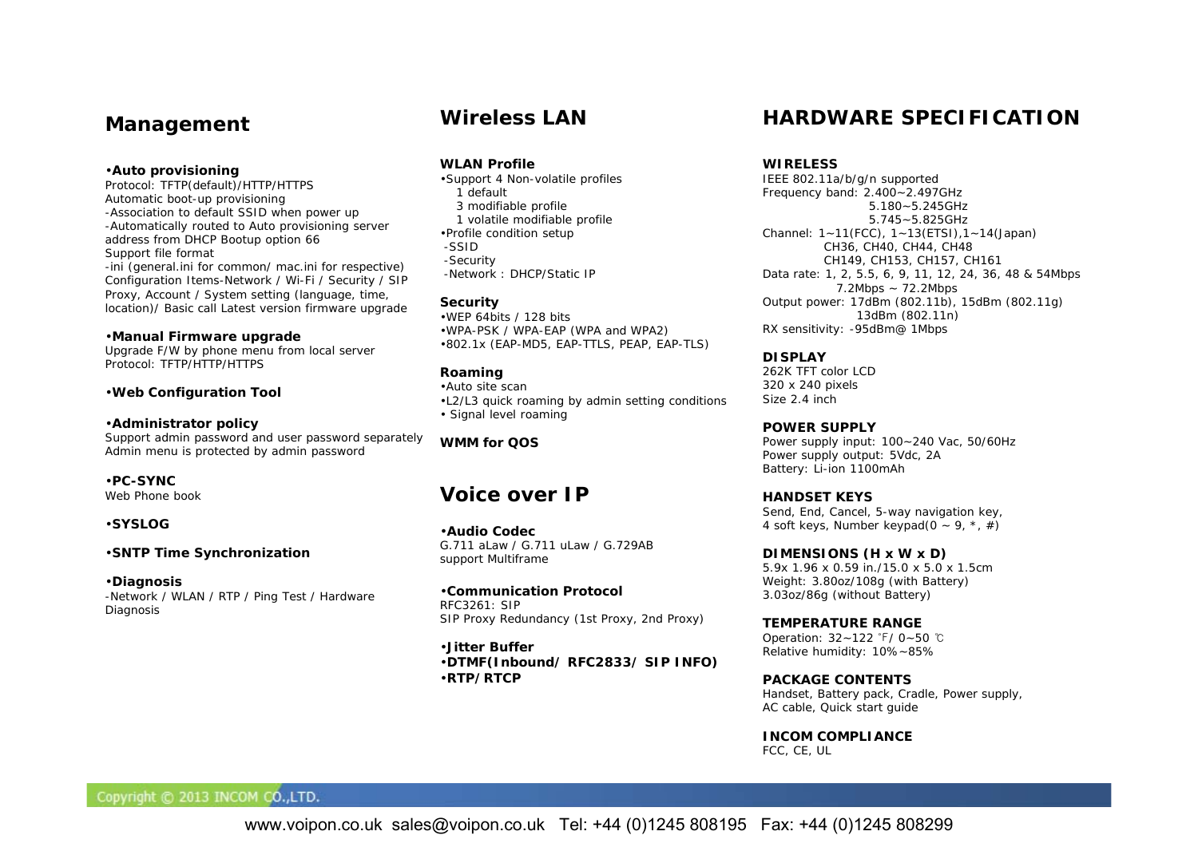## Management

**•Auto provisioning**
Protocol: TFTP(default)/HTTP/HTTPS
Automatic boot-up provisioning
-Association to default SSID when power up
-Automatically routed to Auto provisioning server address from DHCP Bootup option 66
Support file format
-ini (general.ini for common/ mac.ini for respective)
Configuration Items-Network / Wi-Fi / Security / SIP Proxy, Account / System setting (language, time, location)/ Basic call Latest version firmware upgrade

**•Manual Firmware upgrade**
Upgrade F/W by phone menu from local server
Protocol: TFTP/HTTP/HTTPS

**•Web Configuration Tool**

**•Administrator policy**
Support admin password and user password separately
Admin menu is protected by admin password

**•PC-SYNC**
Web Phone book

**•SYSLOG**

**•SNTP Time Synchronization**

**•Diagnosis**
-Network / WLAN / RTP / Ping Test / Hardware Diagnosis

## Wireless LAN

**WLAN Profile**
•Support 4 Non-volatile profiles
  1 default
  3 modifiable profile
  1 volatile modifiable profile
•Profile condition setup
 -SSID
 -Security
 -Network : DHCP/Static IP

**Security**
•WEP 64bits / 128 bits
•WPA-PSK / WPA-EAP (WPA and WPA2)
•802.1x (EAP-MD5, EAP-TTLS, PEAP, EAP-TLS)

**Roaming**
•Auto site scan
•L2/L3 quick roaming by admin setting conditions
• Signal level roaming

**WMM for QOS**

## Voice over IP

**•Audio Codec**
G.711 aLaw / G.711 uLaw / G.729AB
support Multiframe

**•Communication Protocol**
RFC3261: SIP
SIP Proxy Redundancy (1st Proxy, 2nd Proxy)

**•Jitter Buffer**
**•DTMF(Inbound/ RFC2833/ SIP INFO)**
**•RTP/RTCP**

## HARDWARE SPECIFICATION

**WIRELESS**
IEEE 802.11a/b/g/n supported
Frequency band: 2.400~2.497GHz
 5.180~5.245GHz
 5.745~5.825GHz
Channel: 1~11(FCC), 1~13(ETSI),1~14(Japan)
 CH36, CH40, CH44, CH48
 CH149, CH153, CH157, CH161
Data rate: 1, 2, 5.5, 6, 9, 11, 12, 24, 36, 48 & 54Mbps
 7.2Mbps ~ 72.2Mbps
Output power: 17dBm (802.11b), 15dBm (802.11g)
 13dBm (802.11n)
RX sensitivity: -95dBm@ 1Mbps

**DISPLAY**
262K TFT color LCD
320 x 240 pixels
Size 2.4 inch

**POWER SUPPLY**
Power supply input: 100~240 Vac, 50/60Hz
Power supply output: 5Vdc, 2A
Battery: Li-ion 1100mAh

**HANDSET KEYS**
Send, End, Cancel, 5-way navigation key,
4 soft keys, Number keypad(0 ~ 9, *, #)

**DIMENSIONS (H x W x D)**
5.9x 1.96 x 0.59 in./15.0 x 5.0 x 1.5cm
Weight: 3.80oz/108g (with Battery)
3.03oz/86g (without Battery)

**TEMPERATURE RANGE**
Operation: 32~122 ℉/ 0~50 ℃
Relative humidity: 10%~85%

**PACKAGE CONTENTS**
Handset, Battery pack, Cradle, Power supply, AC cable, Quick start guide

**INCOM COMPLIANCE**
FCC, CE, UL

Copyright © 2013 INCOM CO.,LTD.

www.voipon.co.uk sales@voipon.co.uk Tel: +44 (0)1245 808195 Fax: +44 (0)1245 808299